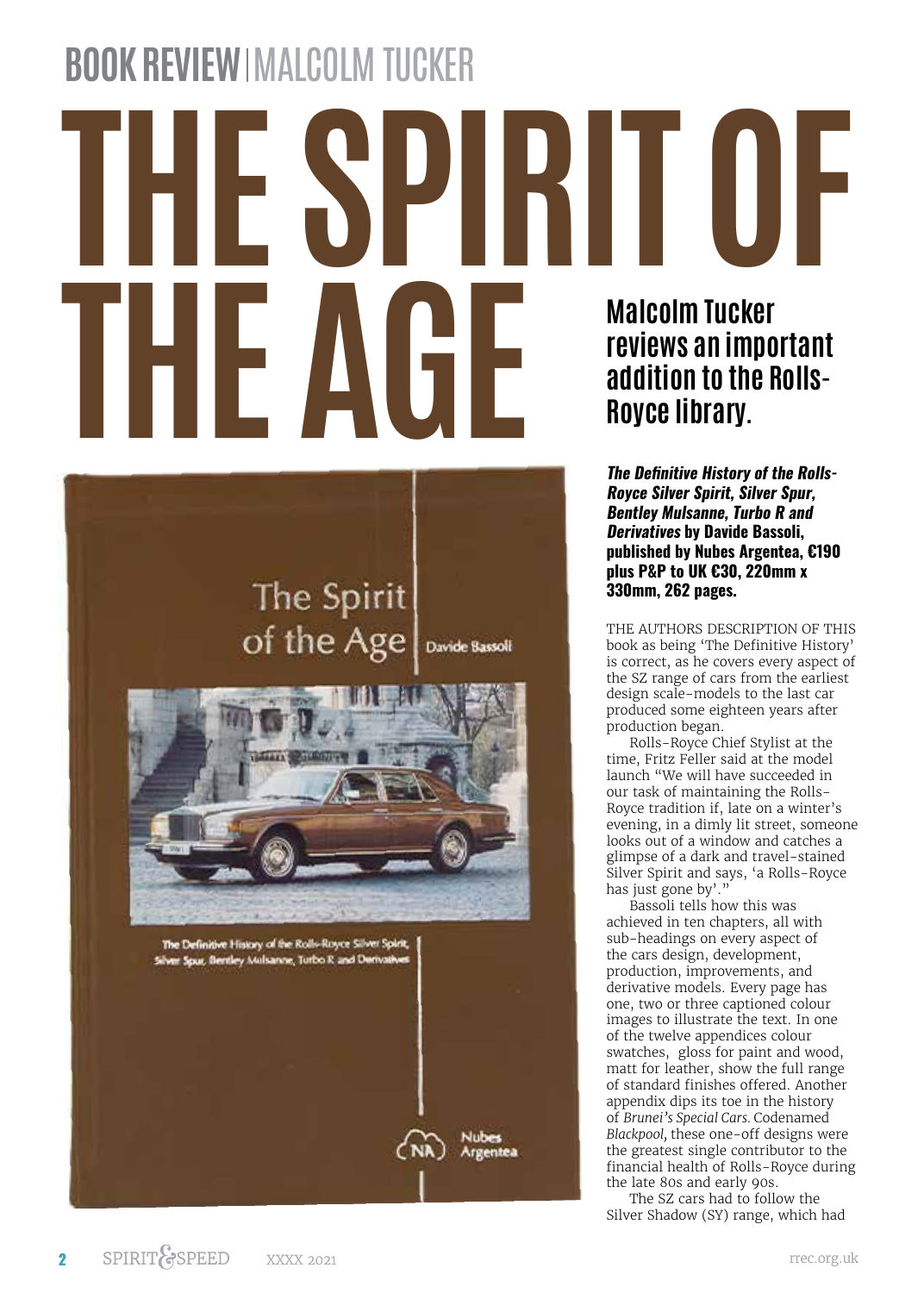BOOK REVIEW | MALCOLM TUCKER

# THE SPIRIT OF THE AGE

## Malcolm Tucker reviews an important addition to the Rolls-Royce library.

***The Definitive History of the Rolls-Royce Silver Spirit, Silver Spur, Bentley Mulsanne, Turbo R and Derivatives*** **by Davide Bassoli, published by Nubes Argentea, €190 plus P&P to UK €30, 220mm x 330mm, 262 pages.**

THE AUTHORS DESCRIPTION OF THIS book as being 'The Definitive History' is correct, as he covers every aspect of the SZ range of cars from the earliest design scale-models to the last car produced some eighteen years after production began.

Rolls-Royce Chief Stylist at the time, Fritz Feller said at the model launch "We will have succeeded in our task of maintaining the Rolls-Royce tradition if, late on a winter's evening, in a dimly lit street, someone looks out of a window and catches a glimpse of a dark and travel-stained Silver Spirit and says, 'a Rolls-Royce has just gone by'."

Bassoli tells how this was achieved in ten chapters, all with sub-headings on every aspect of the cars design, development, production, improvements, and derivative models. Every page has one, two or three captioned colour images to illustrate the text. In one of the twelve appendices colour swatches, gloss for paint and wood, matt for leather, show the full range of standard finishes offered. Another appendix dips its toe in the history of *Brunei's Special Cars*. Codenamed *Blackpool*, these one-off designs were the greatest single contributor to the financial health of Rolls-Royce during the late 80s and early 90s.

The SZ cars had to follow the Silver Shadow (SY) range, which had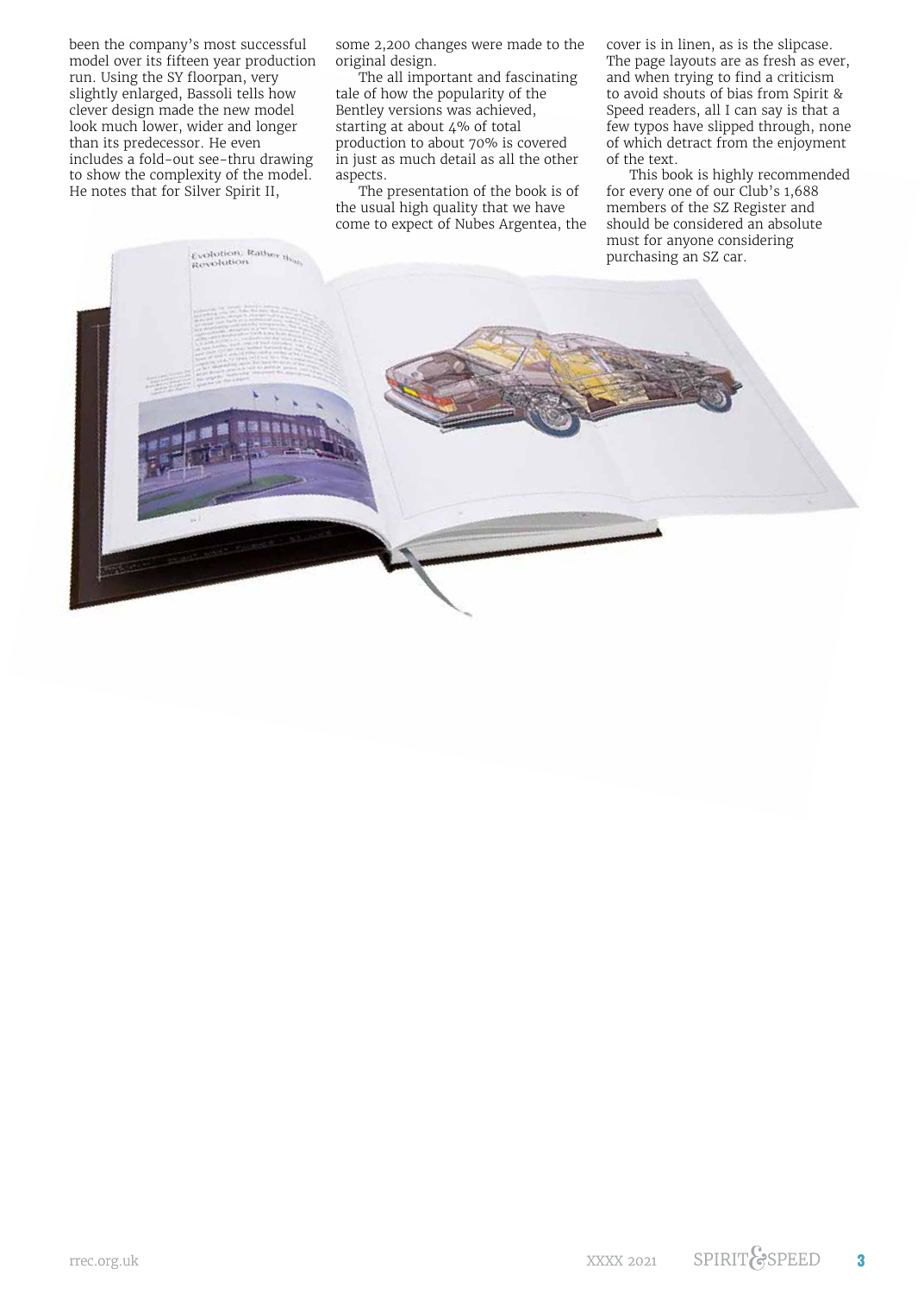been the company's most successful model over its fifteen year production run. Using the SY floorpan, very slightly enlarged, Bassoli tells how clever design made the new model look much lower, wider and longer than its predecessor. He even includes a fold-out see-thru drawing to show the complexity of the model. He notes that for Silver Spirit II, some 2,200 changes were made to the original design.

The all important and fascinating tale of how the popularity of the Bentley versions was achieved, starting at about 4% of total production to about 70% is covered in just as much detail as all the other aspects.

The presentation of the book is of the usual high quality that we have come to expect of Nubes Argentea, the cover is in linen, as is the slipcase. The page layouts are as fresh as ever, and when trying to find a criticism to avoid shouts of bias from Spirit & Speed readers, all I can say is that a few typos have slipped through, none of which detract from the enjoyment of the text.

This book is highly recommended for every one of our Club's 1,688 members of the SZ Register and should be considered an absolute must for anyone considering purchasing an SZ car.